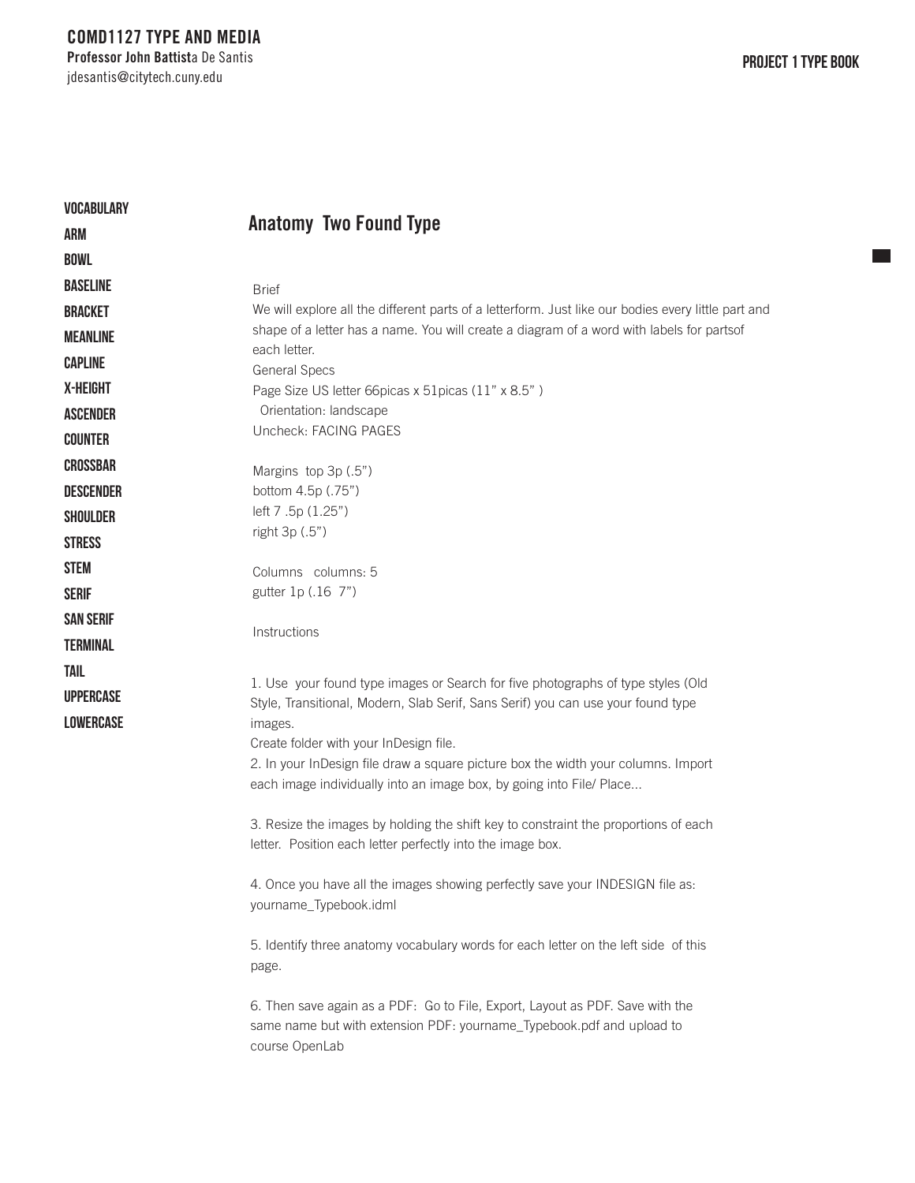**COMD1127 TYPE AND MEDIA**
**Professor John Battista De Santis**
jdesantis@citytech.cuny.edu

**PROJECT 1 TYPE BOOK**

**VOCABULARY**

**ARM**
**BOWL**
**BASELINE**
**BRACKET**
**MEANLINE**
**CAPLINE**
**X-HEIGHT**
**ASCENDER**
**COUNTER**
**CROSSBAR**
**DESCENDER**
**SHOULDER**
**STRESS**
**STEM**
**SERIF**
**SAN SERIF**
**TERMINAL**
**TAIL**
**UPPERCASE**
**LOWERCASE**

## Anatomy Two Found Type

Brief
We will explore all the different parts of a letterform. Just like our bodies every little part and shape of a letter has a name. You will create a diagram of a word with labels for partsof each letter.
General Specs
Page Size US letter 66picas x 51picas (11" x 8.5" )
Orientation: landscape
Uncheck: FACING PAGES

Margins top 3p (.5")
bottom 4.5p (.75")
left 7 .5p (1.25")
right 3p (.5")

Columns columns: 5
gutter 1p (.16 7")

Instructions

1. Use your found type images or Search for five photographs of type styles (Old Style, Transitional, Modern, Slab Serif, Sans Serif) you can use your found type images.
Create folder with your InDesign file.
2. In your InDesign file draw a square picture box the width your columns. Import each image individually into an image box, by going into File/ Place...

3. Resize the images by holding the shift key to constraint the proportions of each letter. Position each letter perfectly into the image box.

4. Once you have all the images showing perfectly save your INDESIGN file as: yourname_Typebook.idml

5. Identify three anatomy vocabulary words for each letter on the left side of this page.

6. Then save again as a PDF: Go to File, Export, Layout as PDF. Save with the same name but with extension PDF: yourname_Typebook.pdf and upload to course OpenLab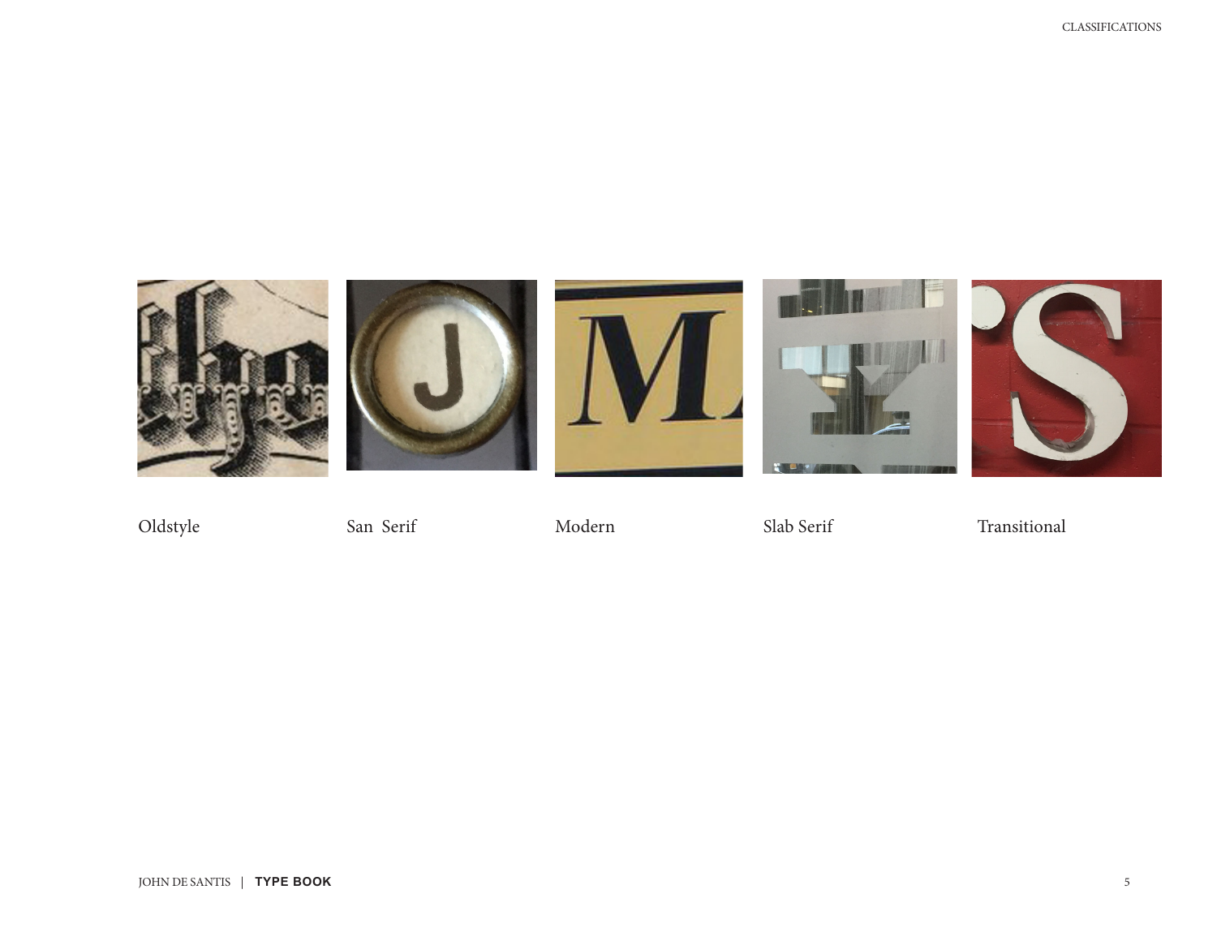Oldstyle

San  Serif

Modern

Slab Serif

Transitional